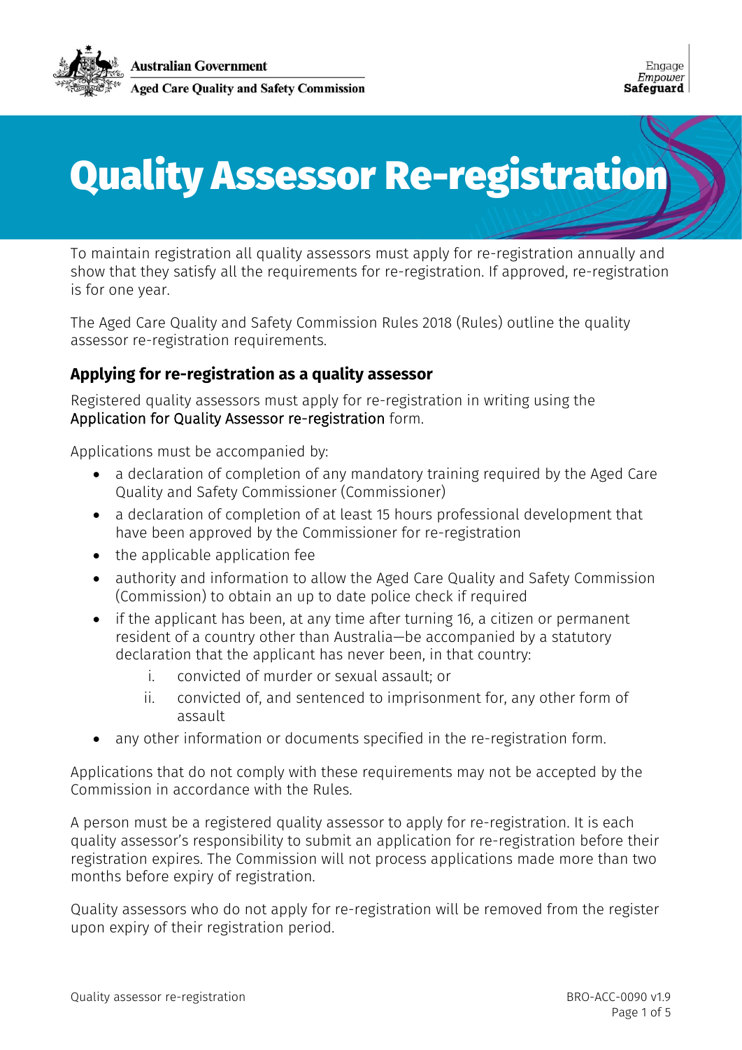Australian Government

Aged Care Quality and Safety Commission

Engage
Empower
Safeguard

# Quality Assessor Re-registration

To maintain registration all quality assessors must apply for re-registration annually and show that they satisfy all the requirements for re-registration. If approved, re-registration is for one year.

The Aged Care Quality and Safety Commission Rules 2018 (Rules) outline the quality assessor re-registration requirements.

## Applying for re-registration as a quality assessor

Registered quality assessors must apply for re-registration in writing using the Application for Quality Assessor re-registration form.

Applications must be accompanied by:

- a declaration of completion of any mandatory training required by the Aged Care Quality and Safety Commissioner (Commissioner)
- a declaration of completion of at least 15 hours professional development that have been approved by the Commissioner for re-registration
- the applicable application fee
- authority and information to allow the Aged Care Quality and Safety Commission (Commission) to obtain an up to date police check if required
- if the applicant has been, at any time after turning 16, a citizen or permanent resident of a country other than Australia—be accompanied by a statutory declaration that the applicant has never been, in that country:
    1. convicted of murder or sexual assault; or
    2. convicted of, and sentenced to imprisonment for, any other form of assault
- any other information or documents specified in the re-registration form.

Applications that do not comply with these requirements may not be accepted by the Commission in accordance with the Rules.

A person must be a registered quality assessor to apply for re-registration. It is each quality assessor's responsibility to submit an application for re-registration before their registration expires. The Commission will not process applications made more than two months before expiry of registration.

Quality assessors who do not apply for re-registration will be removed from the register upon expiry of their registration period.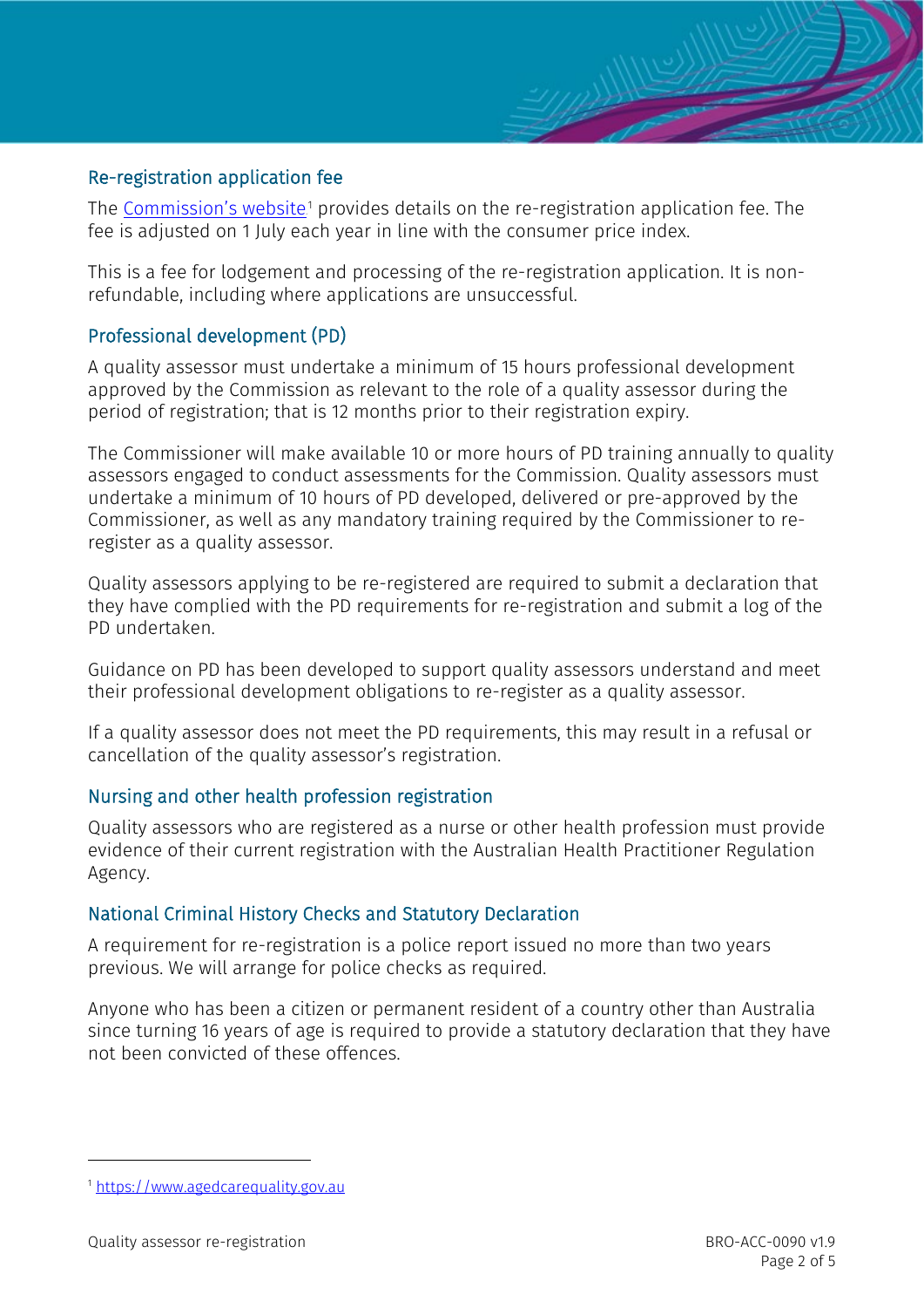## Re-registration application fee

The Commission's website[1] provides details on the re-registration application fee. The fee is adjusted on 1 July each year in line with the consumer price index.

This is a fee for lodgement and processing of the re-registration application. It is non-refundable, including where applications are unsuccessful.

## Professional development (PD)

A quality assessor must undertake a minimum of 15 hours professional development approved by the Commission as relevant to the role of a quality assessor during the period of registration; that is 12 months prior to their registration expiry.

The Commissioner will make available 10 or more hours of PD training annually to quality assessors engaged to conduct assessments for the Commission. Quality assessors must undertake a minimum of 10 hours of PD developed, delivered or pre-approved by the Commissioner, as well as any mandatory training required by the Commissioner to re-register as a quality assessor.

Quality assessors applying to be re-registered are required to submit a declaration that they have complied with the PD requirements for re-registration and submit a log of the PD undertaken.

Guidance on PD has been developed to support quality assessors understand and meet their professional development obligations to re-register as a quality assessor.

If a quality assessor does not meet the PD requirements, this may result in a refusal or cancellation of the quality assessor's registration.

## Nursing and other health profession registration

Quality assessors who are registered as a nurse or other health profession must provide evidence of their current registration with the Australian Health Practitioner Regulation Agency.

## National Criminal History Checks and Statutory Declaration

A requirement for re-registration is a police report issued no more than two years previous. We will arrange for police checks as required.

Anyone who has been a citizen or permanent resident of a country other than Australia since turning 16 years of age is required to provide a statutory declaration that they have not been convicted of these offences.

---

[1] https://www.agedcarequality.gov.au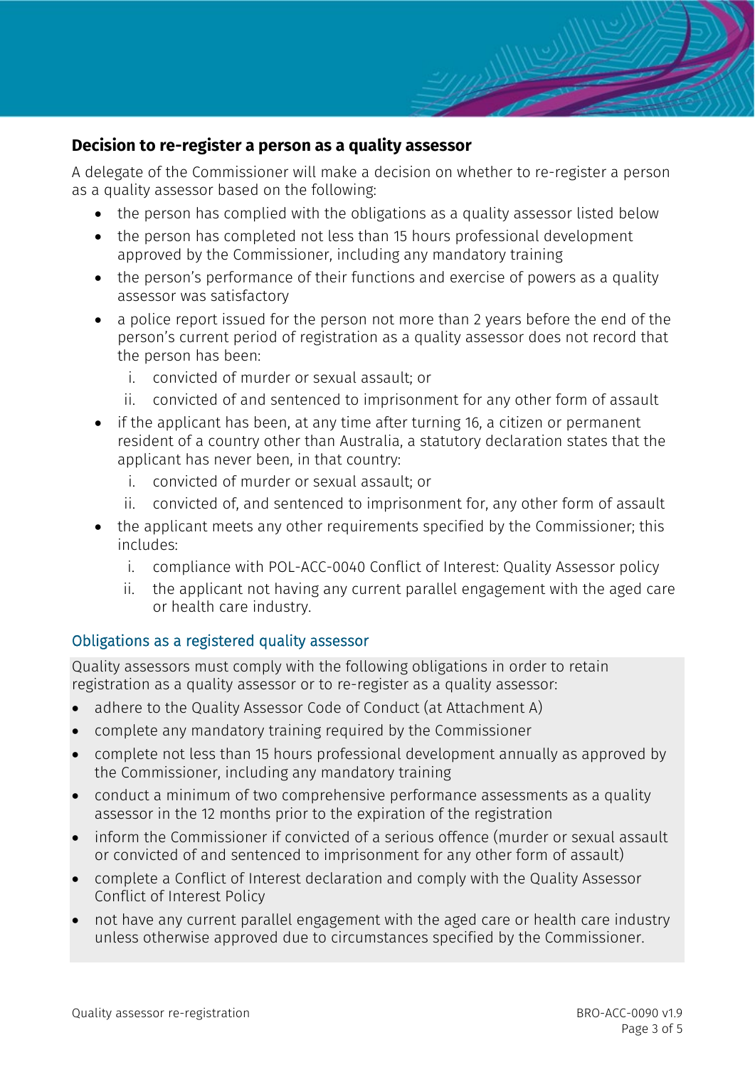## Decision to re-register a person as a quality assessor

A delegate of the Commissioner will make a decision on whether to re-register a person as a quality assessor based on the following:

- the person has complied with the obligations as a quality assessor listed below
- the person has completed not less than 15 hours professional development approved by the Commissioner, including any mandatory training
- the person's performance of their functions and exercise of powers as a quality assessor was satisfactory
- a police report issued for the person not more than 2 years before the end of the person's current period of registration as a quality assessor does not record that the person has been:
  i. convicted of murder or sexual assault; or
  ii. convicted of and sentenced to imprisonment for any other form of assault
- if the applicant has been, at any time after turning 16, a citizen or permanent resident of a country other than Australia, a statutory declaration states that the applicant has never been, in that country:
  i. convicted of murder or sexual assault; or
  ii. convicted of, and sentenced to imprisonment for, any other form of assault
- the applicant meets any other requirements specified by the Commissioner; this includes:
  i. compliance with POL-ACC-0040 Conflict of Interest: Quality Assessor policy
  ii. the applicant not having any current parallel engagement with the aged care or health care industry.

### Obligations as a registered quality assessor

Quality assessors must comply with the following obligations in order to retain registration as a quality assessor or to re-register as a quality assessor:

- adhere to the Quality Assessor Code of Conduct (at Attachment A)
- complete any mandatory training required by the Commissioner
- complete not less than 15 hours professional development annually as approved by the Commissioner, including any mandatory training
- conduct a minimum of two comprehensive performance assessments as a quality assessor in the 12 months prior to the expiration of the registration
- inform the Commissioner if convicted of a serious offence (murder or sexual assault or convicted of and sentenced to imprisonment for any other form of assault)
- complete a Conflict of Interest declaration and comply with the Quality Assessor Conflict of Interest Policy
- not have any current parallel engagement with the aged care or health care industry unless otherwise approved due to circumstances specified by the Commissioner.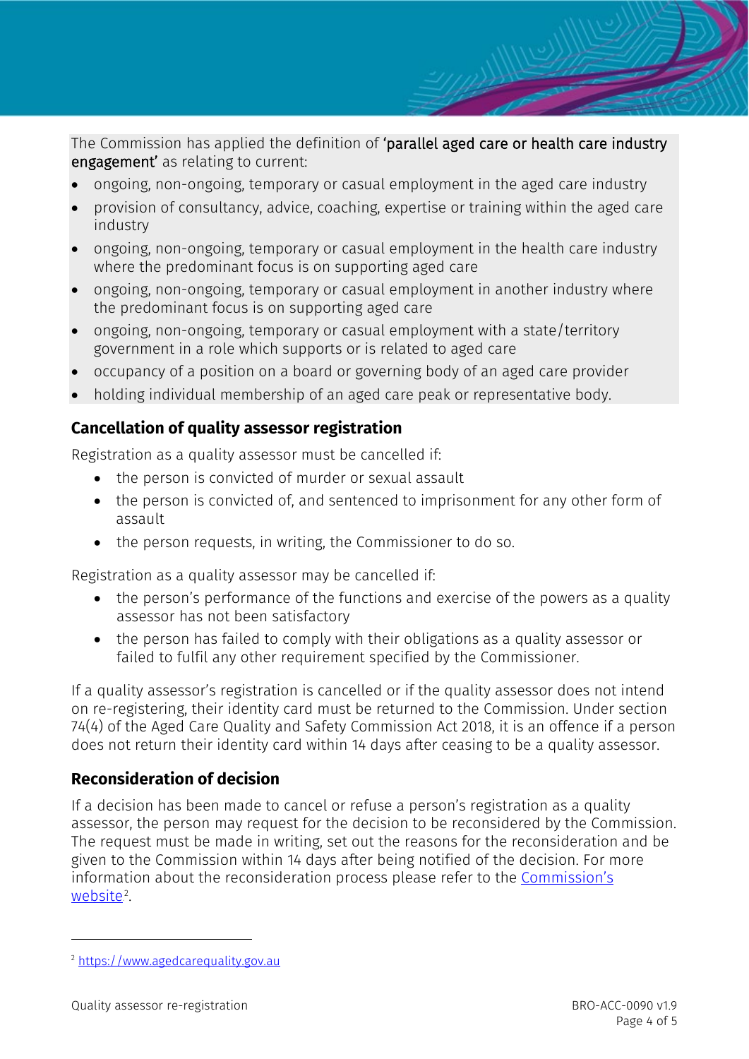The Commission has applied the definition of **'parallel aged care or health care industry engagement'** as relating to current:

- ongoing, non-ongoing, temporary or casual employment in the aged care industry
- provision of consultancy, advice, coaching, expertise or training within the aged care industry
- ongoing, non-ongoing, temporary or casual employment in the health care industry where the predominant focus is on supporting aged care
- ongoing, non-ongoing, temporary or casual employment in another industry where the predominant focus is on supporting aged care
- ongoing, non-ongoing, temporary or casual employment with a state/territory government in a role which supports or is related to aged care
- occupancy of a position on a board or governing body of an aged care provider
- holding individual membership of an aged care peak or representative body.

## Cancellation of quality assessor registration

Registration as a quality assessor must be cancelled if:

- the person is convicted of murder or sexual assault
- the person is convicted of, and sentenced to imprisonment for any other form of assault
- the person requests, in writing, the Commissioner to do so.

Registration as a quality assessor may be cancelled if:

- the person's performance of the functions and exercise of the powers as a quality assessor has not been satisfactory
- the person has failed to comply with their obligations as a quality assessor or failed to fulfil any other requirement specified by the Commissioner.

If a quality assessor's registration is cancelled or if the quality assessor does not intend on re-registering, their identity card must be returned to the Commission. Under section 74(4) of the Aged Care Quality and Safety Commission Act 2018, it is an offence if a person does not return their identity card within 14 days after ceasing to be a quality assessor.

## Reconsideration of decision

If a decision has been made to cancel or refuse a person's registration as a quality assessor, the person may request for the decision to be reconsidered by the Commission. The request must be made in writing, set out the reasons for the reconsideration and be given to the Commission within 14 days after being notified of the decision. For more information about the reconsideration process please refer to the [Commission's website](https://www.agedcarequality.gov.au)[2].

[2] https://www.agedcarequality.gov.au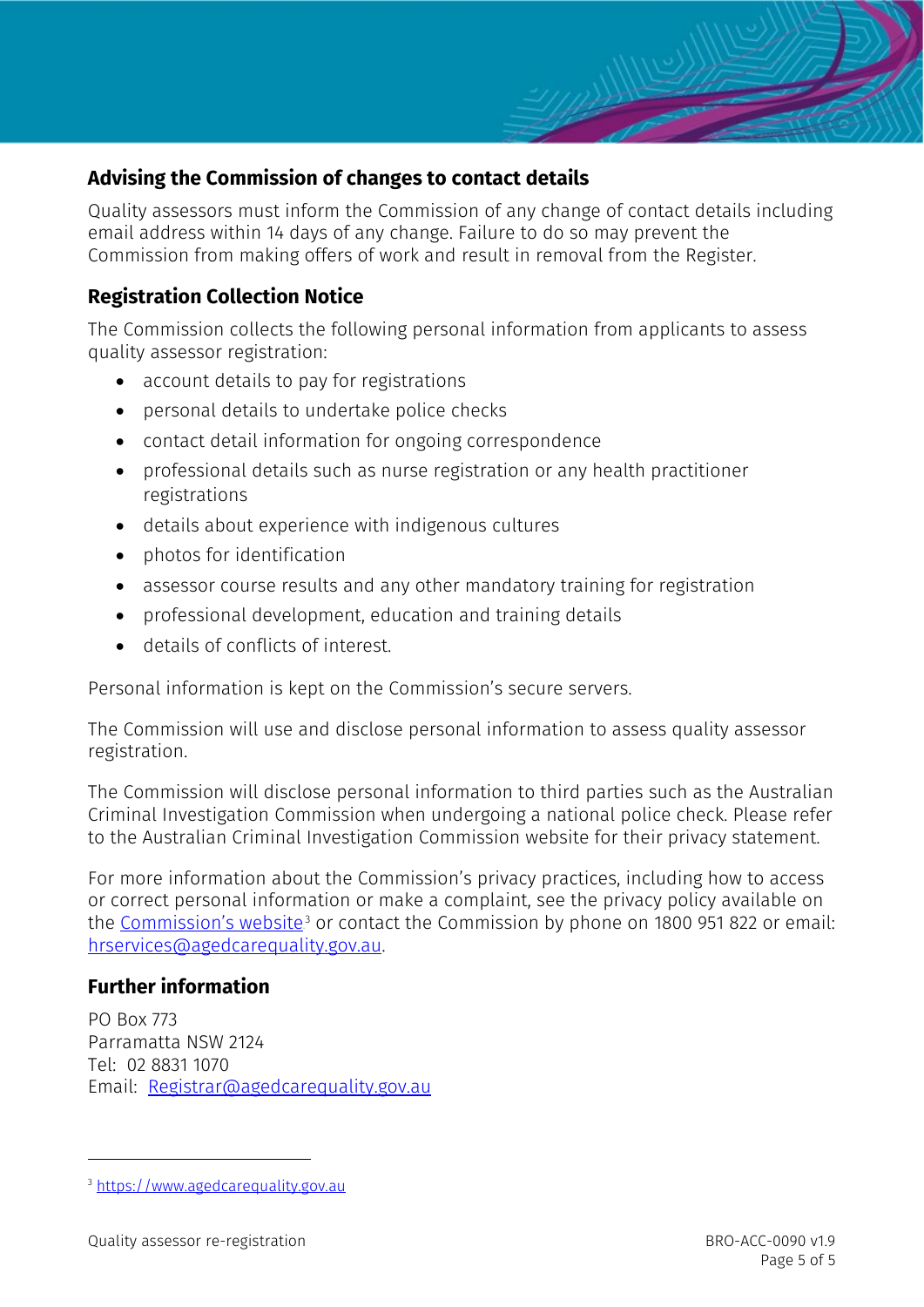## Advising the Commission of changes to contact details

Quality assessors must inform the Commission of any change of contact details including email address within 14 days of any change. Failure to do so may prevent the Commission from making offers of work and result in removal from the Register.

## Registration Collection Notice

The Commission collects the following personal information from applicants to assess quality assessor registration:

- account details to pay for registrations
- personal details to undertake police checks
- contact detail information for ongoing correspondence
- professional details such as nurse registration or any health practitioner registrations
- details about experience with indigenous cultures
- photos for identification
- assessor course results and any other mandatory training for registration
- professional development, education and training details
- details of conflicts of interest.

Personal information is kept on the Commission's secure servers.

The Commission will use and disclose personal information to assess quality assessor registration.

The Commission will disclose personal information to third parties such as the Australian Criminal Investigation Commission when undergoing a national police check. Please refer to the Australian Criminal Investigation Commission website for their privacy statement.

For more information about the Commission's privacy practices, including how to access or correct personal information or make a complaint, see the privacy policy available on the Commission's website[3] or contact the Commission by phone on 1800 951 822 or email: hrservices@agedcarequality.gov.au.

## Further information

PO Box 773
Parramatta NSW 2124
Tel: 02 8831 1070
Email: Registrar@agedcarequality.gov.au

[3] https://www.agedcarequality.gov.au